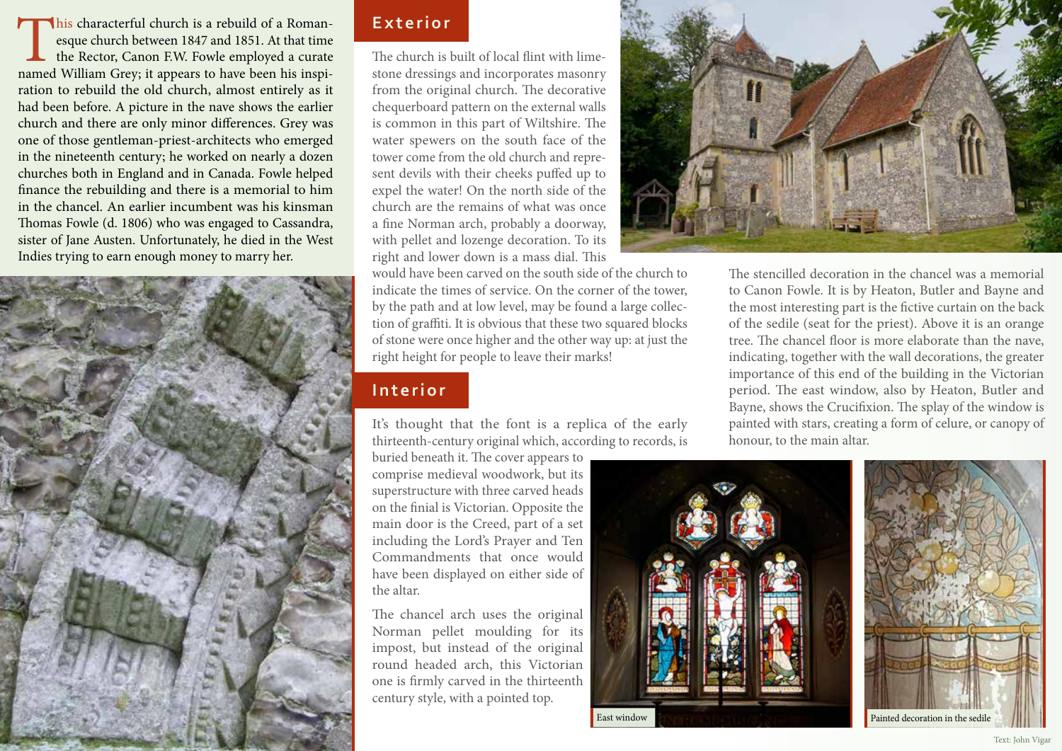This characterful church is a rebuild of a Romanesque church between 1847 and 1851. At that time the Rector, Canon F.W. Fowle employed a curate named William Grey; it appears to have been his inspiration to rebuild the old church, almost entirely as it had been before. A picture in the nave shows the earlier church and there are only minor differences. Grey was one of those gentleman-priest-architects who emerged in the nineteenth century; he worked on nearly a dozen churches both in England and in Canada. Fowle helped finance the rebuilding and there is a memorial to him in the chancel. An earlier incumbent was his kinsman Thomas Fowle (d. 1806) who was engaged to Cassandra, sister of Jane Austen. Unfortunately, he died in the West Indies trying to earn enough money to marry her.

## Exterior

The church is built of local flint with limestone dressings and incorporates masonry from the original church. The decorative chequerboard pattern on the external walls is common in this part of Wiltshire. The water spewers on the south face of the tower come from the old church and represent devils with their cheeks puffed up to expel the water! On the north side of the church are the remains of what was once a fine Norman arch, probably a doorway, with pellet and lozenge decoration. To its right and lower down is a mass dial. This would have been carved on the south side of the church to indicate the times of service. On the corner of the tower, by the path and at low level, may be found a large collection of graffiti. It is obvious that these two squared blocks of stone were once higher and the other way up: at just the right height for people to leave their marks!

## Interior

It's thought that the font is a replica of the early thirteenth-century original which, according to records, is buried beneath it. The cover appears to comprise medieval woodwork, but its superstructure with three carved heads on the finial is Victorian. Opposite the main door is the Creed, part of a set including the Lord's Prayer and Ten Commandments that once would have been displayed on either side of the altar.

The chancel arch uses the original Norman pellet moulding for its impost, but instead of the original round headed arch, this Victorian one is firmly carved in the thirteenth century style, with a pointed top.

The stencilled decoration in the chancel was a memorial to Canon Fowle. It is by Heaton, Butler and Bayne and the most interesting part is the fictive curtain on the back of the sedile (seat for the priest). Above it is an orange tree. The chancel floor is more elaborate than the nave, indicating, together with the wall decorations, the greater importance of this end of the building in the Victorian period. The east window, also by Heaton, Butler and Bayne, shows the Crucifixion. The splay of the window is painted with stars, creating a form of celure, or canopy of honour, to the main altar.

East window

Painted decoration in the sedile

Text: John Vigar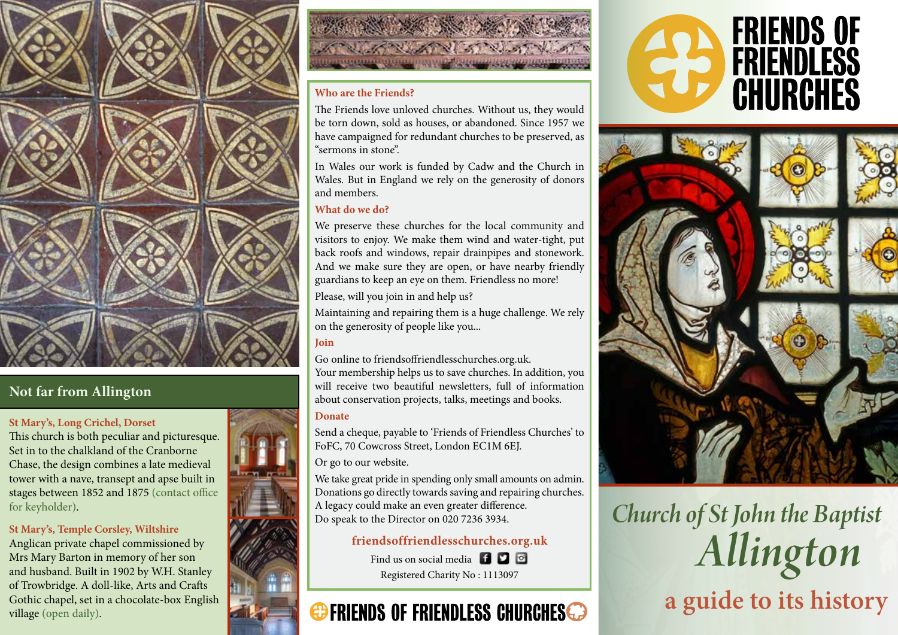## Not far from Allington

**St Mary's, Long Crichel, Dorset**
This church is both peculiar and picturesque. Set in to the chalkland of the Cranborne Chase, the design combines a late medieval tower with a nave, transept and apse built in stages between 1852 and 1875 (contact office for keyholder).

**St Mary's, Temple Corsley, Wiltshire**
Anglican private chapel commissioned by Mrs Mary Barton in memory of her son and husband. Built in 1902 by W.H. Stanley of Trowbridge. A doll-like, Arts and Crafts Gothic chapel, set in a chocolate-box English village (open daily).

### Who are the Friends?

The Friends love unloved churches. Without us, they would be torn down, sold as houses, or abandoned. Since 1957 we have campaigned for redundant churches to be preserved, as "sermons in stone".

In Wales our work is funded by Cadw and the Church in Wales. But in England we rely on the generosity of donors and members.

### What do we do?

We preserve these churches for the local community and visitors to enjoy. We make them wind and water-tight, put back roofs and windows, repair drainpipes and stonework. And we make sure they are open, or have nearby friendly guardians to keep an eye on them. Friendless no more!

Please, will you join in and help us?

Maintaining and repairing them is a huge challenge. We rely on the generosity of people like you...

### Join

Go online to friendsoffriendlesschurches.org.uk.
Your membership helps us to save churches. In addition, you will receive two beautiful newsletters, full of information about conservation projects, talks, meetings and books.

### Donate

Send a cheque, payable to 'Friends of Friendless Churches' to FoFC, 70 Cowcross Street, London EC1M 6EJ.

Or go to our website.

We take great pride in spending only small amounts on admin. Donations go directly towards saving and repairing churches. A legacy could make an even greater difference. Do speak to the Director on 020 7236 3934.

**friendsoffriendlesschurches.org.uk**

Find us on social media

Registered Charity No : 1113097

FRIENDS OF FRIENDLESS CHURCHES

# FRIENDS OF FRIENDLESS CHURCHES

*Church of St John the Baptist*
# *Allington*
**a guide to its history**